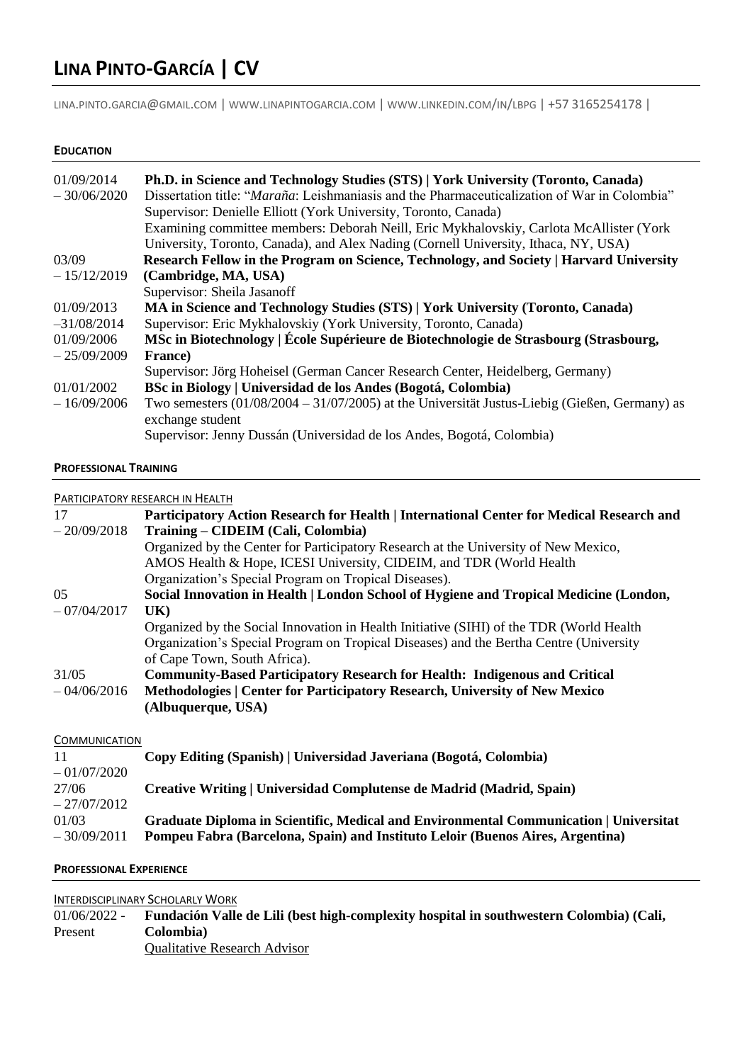# LINA PINTO-GARCÍA | CV

LINA.PINTO.GARCIA@GMAIL.COM | WWW.LINAPINTOGARCIA.COM | WWW.LINKEDIN.COM/IN/LBPG | +57 3165254178 |

## EDUCATION

| | |
|---|---|
| 01/09/2014 – 30/06/2020 | **Ph.D. in Science and Technology Studies (STS) \| York University (Toronto, Canada)**<br>Dissertation title: "*Maraña*: Leishmaniasis and the Pharmaceuticalization of War in Colombia"<br>Supervisor: Denielle Elliott (York University, Toronto, Canada)<br>Examining committee members: Deborah Neill, Eric Mykhalovskiy, Carlota McAllister (York University, Toronto, Canada), and Alex Nading (Cornell University, Ithaca, NY, USA) |
| 03/09 – 15/12/2019 | **Research Fellow in the Program on Science, Technology, and Society \| Harvard University (Cambridge, MA, USA)**<br>Supervisor: Sheila Jasanoff |
| 01/09/2013 –31/08/2014 | **MA in Science and Technology Studies (STS) \| York University (Toronto, Canada)**<br>Supervisor: Eric Mykhalovskiy (York University, Toronto, Canada) |
| 01/09/2006 – 25/09/2009 | **MSc in Biotechnology \| École Supérieure de Biotechnologie de Strasbourg (Strasbourg, France)**<br>Supervisor: Jörg Hoheisel (German Cancer Research Center, Heidelberg, Germany) |
| 01/01/2002 – 16/09/2006 | **BSc in Biology \| Universidad de los Andes (Bogotá, Colombia)**<br>Two semesters (01/08/2004 – 31/07/2005) at the Universität Justus-Liebig (Gießen, Germany) as exchange student<br>Supervisor: Jenny Dussán (Universidad de los Andes, Bogotá, Colombia) |

## PROFESSIONAL TRAINING

### PARTICIPATORY RESEARCH IN HEALTH

| | |
|---|---|
| 17 – 20/09/2018 | **Participatory Action Research for Health \| International Center for Medical Research and Training – CIDEIM (Cali, Colombia)**<br>Organized by the Center for Participatory Research at the University of New Mexico, AMOS Health & Hope, ICESI University, CIDEIM, and TDR (World Health Organization's Special Program on Tropical Diseases). |
| 05 – 07/04/2017 | **Social Innovation in Health \| London School of Hygiene and Tropical Medicine (London, UK)**<br>Organized by the Social Innovation in Health Initiative (SIHI) of the TDR (World Health Organization's Special Program on Tropical Diseases) and the Bertha Centre (University of Cape Town, South Africa). |
| 31/05 – 04/06/2016 | **Community-Based Participatory Research for Health: Indigenous and Critical Methodologies \| Center for Participatory Research, University of New Mexico (Albuquerque, USA)** |

### COMMUNICATION

| | |
|---|---|
| 11 – 01/07/2020 | **Copy Editing (Spanish) \| Universidad Javeriana (Bogotá, Colombia)** |
| 27/06 – 27/07/2012 | **Creative Writing \| Universidad Complutense de Madrid (Madrid, Spain)** |
| 01/03 – 30/09/2011 | **Graduate Diploma in Scientific, Medical and Environmental Communication \| Universitat Pompeu Fabra (Barcelona, Spain) and Instituto Leloir (Buenos Aires, Argentina)** |

## PROFESSIONAL EXPERIENCE

### INTERDISCIPLINARY SCHOLARLY WORK

| | |
|---|---|
| 01/06/2022 - Present | **Fundación Valle de Lili (best high-complexity hospital in southwestern Colombia) (Cali, Colombia)**<br>Qualitative Research Advisor |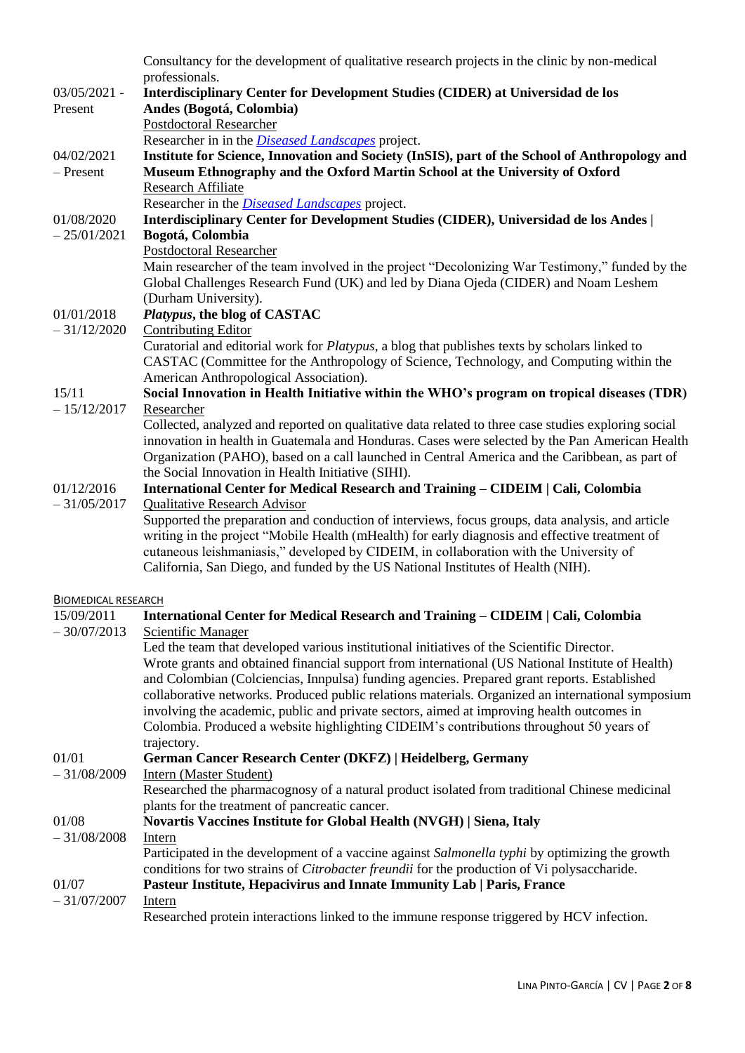Consultancy for the development of qualitative research projects in the clinic by non-medical professionals.

03/05/2021 - Present
**Interdisciplinary Center for Development Studies (CIDER) at Universidad de los Andes (Bogotá, Colombia)**
Postdoctoral Researcher
Researcher in in the *Diseased Landscapes* project.

04/02/2021 – Present
**Institute for Science, Innovation and Society (InSIS), part of the School of Anthropology and Museum Ethnography and the Oxford Martin School at the University of Oxford**
Research Affiliate
Researcher in the *Diseased Landscapes* project.

01/08/2020 – 25/01/2021
**Interdisciplinary Center for Development Studies (CIDER), Universidad de los Andes | Bogotá, Colombia**
Postdoctoral Researcher
Main researcher of the team involved in the project "Decolonizing War Testimony," funded by the Global Challenges Research Fund (UK) and led by Diana Ojeda (CIDER) and Noam Leshem (Durham University).

01/01/2018 – 31/12/2020
***Platypus*, the blog of CASTAC**
Contributing Editor
Curatorial and editorial work for *Platypus*, a blog that publishes texts by scholars linked to CASTAC (Committee for the Anthropology of Science, Technology, and Computing within the American Anthropological Association).

15/11 – 15/12/2017
**Social Innovation in Health Initiative within the WHO's program on tropical diseases (TDR)**
Researcher
Collected, analyzed and reported on qualitative data related to three case studies exploring social innovation in health in Guatemala and Honduras. Cases were selected by the Pan American Health Organization (PAHO), based on a call launched in Central America and the Caribbean, as part of the Social Innovation in Health Initiative (SIHI).

01/12/2016 – 31/05/2017
**International Center for Medical Research and Training – CIDEIM | Cali, Colombia**
Qualitative Research Advisor
Supported the preparation and conduction of interviews, focus groups, data analysis, and article writing in the project "Mobile Health (mHealth) for early diagnosis and effective treatment of cutaneous leishmaniasis," developed by CIDEIM, in collaboration with the University of California, San Diego, and funded by the US National Institutes of Health (NIH).

## BIOMEDICAL RESEARCH

15/09/2011 – 30/07/2013
**International Center for Medical Research and Training – CIDEIM | Cali, Colombia**
Scientific Manager
Led the team that developed various institutional initiatives of the Scientific Director. Wrote grants and obtained financial support from international (US National Institute of Health) and Colombian (Colciencias, Innpulsa) funding agencies. Prepared grant reports. Established collaborative networks. Produced public relations materials. Organized an international symposium involving the academic, public and private sectors, aimed at improving health outcomes in Colombia. Produced a website highlighting CIDEIM's contributions throughout 50 years of trajectory.

01/01 – 31/08/2009
**German Cancer Research Center (DKFZ) | Heidelberg, Germany**
Intern (Master Student)
Researched the pharmacognosy of a natural product isolated from traditional Chinese medicinal plants for the treatment of pancreatic cancer.

01/08 – 31/08/2008
**Novartis Vaccines Institute for Global Health (NVGH) | Siena, Italy**
Intern
Participated in the development of a vaccine against *Salmonella typhi* by optimizing the growth conditions for two strains of *Citrobacter freundii* for the production of Vi polysaccharide.

01/07 – 31/07/2007
**Pasteur Institute, Hepacivirus and Innate Immunity Lab | Paris, France**
Intern
Researched protein interactions linked to the immune response triggered by HCV infection.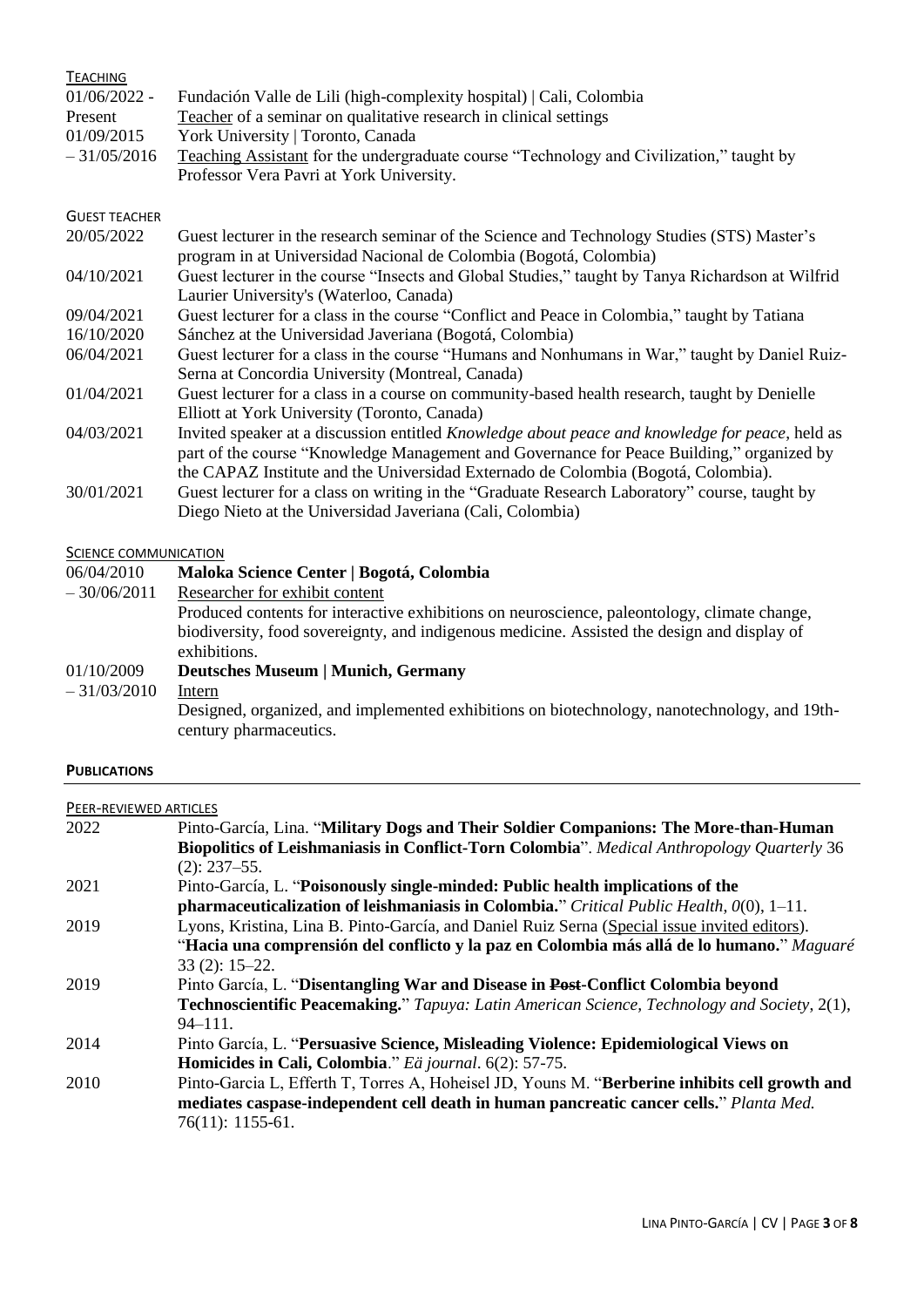### Teaching

01/06/2022 - Present
: Fundación Valle de Lili (high-complexity hospital) | Cali, Colombia
: Teacher of a seminar on qualitative research in clinical settings

01/09/2015 – 31/05/2016
: York University | Toronto, Canada
: Teaching Assistant for the undergraduate course "Technology and Civilization," taught by Professor Vera Pavri at York University.

### Guest teacher

20/05/2022
: Guest lecturer in the research seminar of the Science and Technology Studies (STS) Master's program in at Universidad Nacional de Colombia (Bogotá, Colombia)

04/10/2021
: Guest lecturer in the course "Insects and Global Studies," taught by Tanya Richardson at Wilfrid Laurier University's (Waterloo, Canada)

09/04/2021 16/10/2020
: Guest lecturer for a class in the course "Conflict and Peace in Colombia," taught by Tatiana Sánchez at the Universidad Javeriana (Bogotá, Colombia)

06/04/2021
: Guest lecturer for a class in the course "Humans and Nonhumans in War," taught by Daniel Ruiz-Serna at Concordia University (Montreal, Canada)

01/04/2021
: Guest lecturer for a class in a course on community-based health research, taught by Denielle Elliott at York University (Toronto, Canada)

04/03/2021
: Invited speaker at a discussion entitled *Knowledge about peace and knowledge for peace*, held as part of the course "Knowledge Management and Governance for Peace Building," organized by the CAPAZ Institute and the Universidad Externado de Colombia (Bogotá, Colombia).

30/01/2021
: Guest lecturer for a class on writing in the "Graduate Research Laboratory" course, taught by Diego Nieto at the Universidad Javeriana (Cali, Colombia)

### Science communication

06/04/2010 – 30/06/2011
: **Maloka Science Center | Bogotá, Colombia**
: Researcher for exhibit content
: Produced contents for interactive exhibitions on neuroscience, paleontology, climate change, biodiversity, food sovereignty, and indigenous medicine. Assisted the design and display of exhibitions.

01/10/2009 – 31/03/2010
: **Deutsches Museum | Munich, Germany**
: Intern
: Designed, organized, and implemented exhibitions on biotechnology, nanotechnology, and 19th-century pharmaceutics.

## Publications

### Peer-reviewed articles

2022
: Pinto-García, Lina. "**Military Dogs and Their Soldier Companions: The More-than-Human Biopolitics of Leishmaniasis in Conflict-Torn Colombia**". *Medical Anthropology Quarterly* 36 (2): 237–55.

2021
: Pinto-García, L. "**Poisonously single-minded: Public health implications of the pharmaceuticalization of leishmaniasis in Colombia.**" *Critical Public Health*, *0*(0), 1–11.

2019
: Lyons, Kristina, Lina B. Pinto-García, and Daniel Ruiz Serna (Special issue invited editors). "**Hacia una comprensión del conflicto y la paz en Colombia más allá de lo humano.**" *Maguaré* 33 (2): 15–22.

2019
: Pinto García, L. "**Disentangling War and Disease in ~~Post~~-Conflict Colombia beyond Technoscientific Peacemaking.**" *Tapuya: Latin American Science, Technology and Society*, 2(1), 94–111.

2014
: Pinto García, L. "**Persuasive Science, Misleading Violence: Epidemiological Views on Homicides in Cali, Colombia**." *Eä journal*. 6(2): 57-75.

2010
: Pinto-Garcia L, Efferth T, Torres A, Hoheisel JD, Youns M. "**Berberine inhibits cell growth and mediates caspase-independent cell death in human pancreatic cancer cells.**" *Planta Med.* 76(11): 1155-61.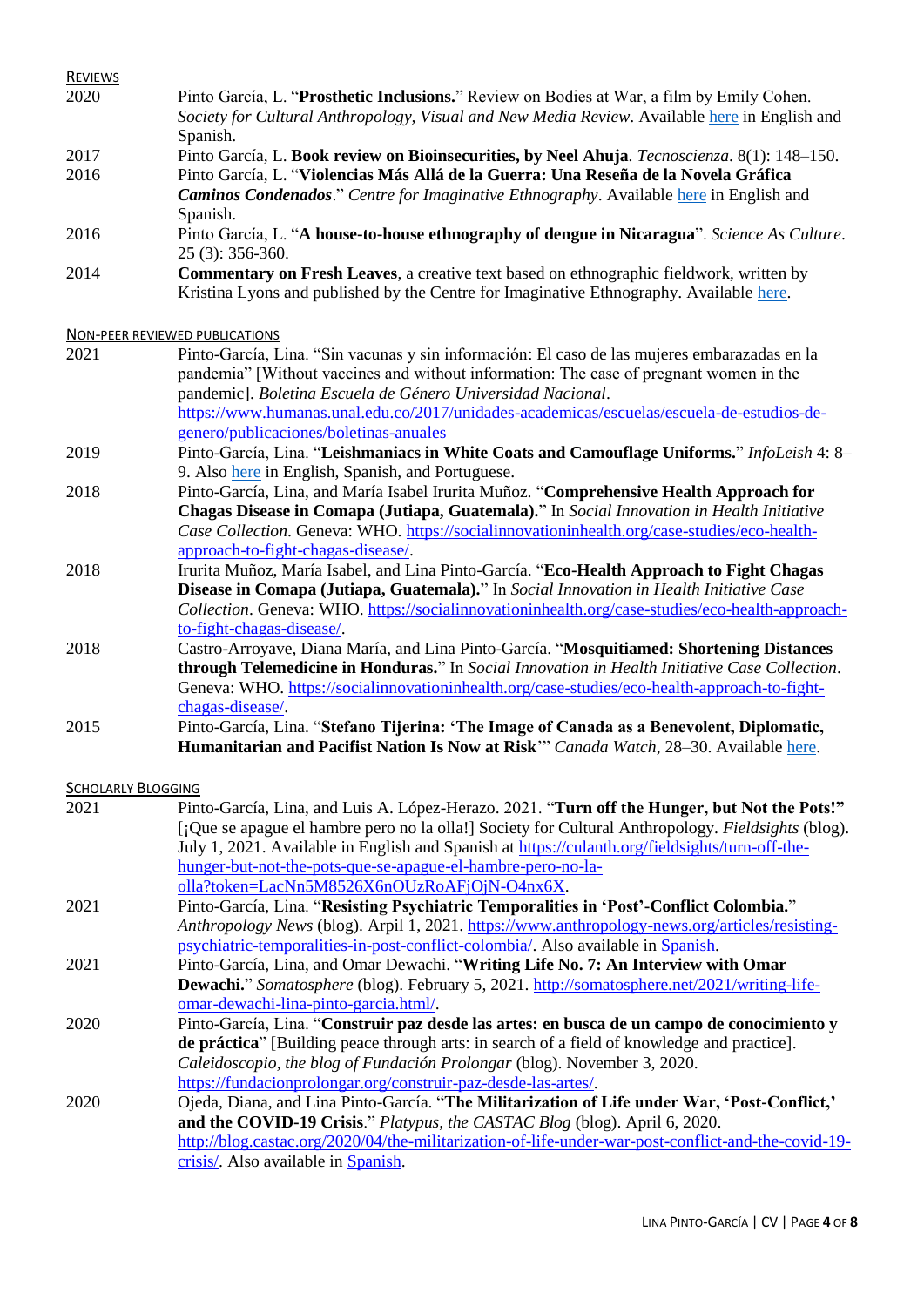## Reviews

2020 Pinto García, L. "**Prosthetic Inclusions.**" Review on Bodies at War, a film by Emily Cohen. *Society for Cultural Anthropology, Visual and New Media Review*. Available here in English and Spanish.

2017 Pinto García, L. **Book review on Bioinsecurities, by Neel Ahuja**. *Tecnoscienza*. 8(1): 148–150.

2016 Pinto García, L. "**Violencias Más Allá de la Guerra: Una Reseña de la Novela Gráfica *Caminos Condenados***." *Centre for Imaginative Ethnography*. Available here in English and Spanish.

2016 Pinto García, L. "**A house-to-house ethnography of dengue in Nicaragua**". *Science As Culture*. 25 (3): 356-360.

2014 **Commentary on Fresh Leaves**, a creative text based on ethnographic fieldwork, written by Kristina Lyons and published by the Centre for Imaginative Ethnography. Available here.

## Non-peer reviewed publications

2021 Pinto-García, Lina. "Sin vacunas y sin información: El caso de las mujeres embarazadas en la pandemia" [Without vaccines and without information: The case of pregnant women in the pandemic]. *Boletina Escuela de Género Universidad Nacional*. https://www.humanas.unal.edu.co/2017/unidades-academicas/escuelas/escuela-de-estudios-de-genero/publicaciones/boletinas-anuales

2019 Pinto-García, Lina. "**Leishmaniacs in White Coats and Camouflage Uniforms.**" *InfoLeish* 4: 8–9. Also here in English, Spanish, and Portuguese.

2018 Pinto-García, Lina, and María Isabel Irurita Muñoz. "**Comprehensive Health Approach for Chagas Disease in Comapa (Jutiapa, Guatemala).**" In *Social Innovation in Health Initiative Case Collection*. Geneva: WHO. https://socialinnovationinhealth.org/case-studies/eco-health-approach-to-fight-chagas-disease/.

2018 Irurita Muñoz, María Isabel, and Lina Pinto-García. "**Eco-Health Approach to Fight Chagas Disease in Comapa (Jutiapa, Guatemala).**" In *Social Innovation in Health Initiative Case Collection*. Geneva: WHO. https://socialinnovationinhealth.org/case-studies/eco-health-approach-to-fight-chagas-disease/.

2018 Castro-Arroyave, Diana María, and Lina Pinto-García. "**Mosquitiamed: Shortening Distances through Telemedicine in Honduras.**" In *Social Innovation in Health Initiative Case Collection*. Geneva: WHO. https://socialinnovationinhealth.org/case-studies/eco-health-approach-to-fight-chagas-disease/.

2015 Pinto-García, Lina. "**Stefano Tijerina: 'The Image of Canada as a Benevolent, Diplomatic, Humanitarian and Pacifist Nation Is Now at Risk**'" *Canada Watch*, 28–30. Available here.

## Scholarly Blogging

2021 Pinto-García, Lina, and Luis A. López-Herazo. 2021. "**Turn off the Hunger, but Not the Pots!**" [¡Que se apague el hambre pero no la olla!] Society for Cultural Anthropology. *Fieldsights* (blog). July 1, 2021. Available in English and Spanish at https://culanth.org/fieldsights/turn-off-the-hunger-but-not-the-pots-que-se-apague-el-hambre-pero-no-la-olla?token=LacNn5M8526X6nOUzRoAFjOjN-O4nx6X.

2021 Pinto-García, Lina. "**Resisting Psychiatric Temporalities in 'Post'-Conflict Colombia.**" *Anthropology News* (blog). Arpil 1, 2021. https://www.anthropology-news.org/articles/resisting-psychiatric-temporalities-in-post-conflict-colombia/. Also available in Spanish.

2021 Pinto-García, Lina, and Omar Dewachi. "**Writing Life No. 7: An Interview with Omar Dewachi.**" *Somatosphere* (blog). February 5, 2021. http://somatosphere.net/2021/writing-life-omar-dewachi-lina-pinto-garcia.html/.

2020 Pinto-García, Lina. "**Construir paz desde las artes: en busca de un campo de conocimiento y de práctica**" [Building peace through arts: in search of a field of knowledge and practice]. *Caleidoscopio, the blog of Fundación Prolongar* (blog). November 3, 2020. https://fundacionprolongar.org/construir-paz-desde-las-artes/.

2020 Ojeda, Diana, and Lina Pinto-García. "**The Militarization of Life under War, 'Post-Conflict,' and the COVID-19 Crisis**." *Platypus, the CASTAC Blog* (blog). April 6, 2020. http://blog.castac.org/2020/04/the-militarization-of-life-under-war-post-conflict-and-the-covid-19-crisis/. Also available in Spanish.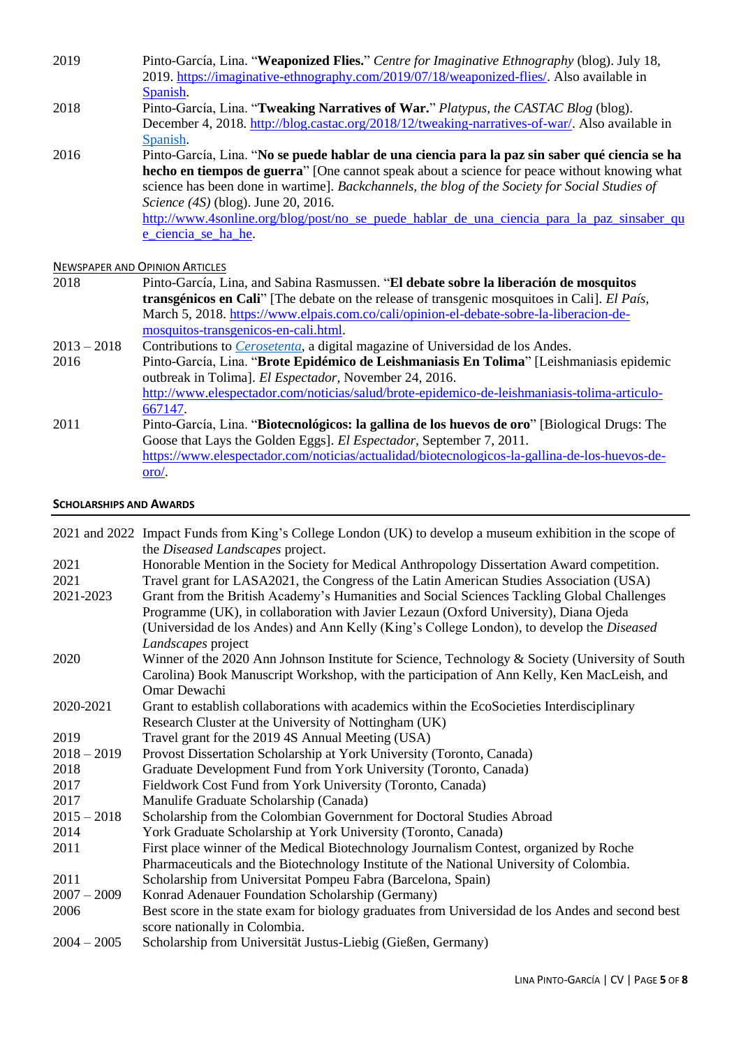2019 Pinto-García, Lina. "**Weaponized Flies.**" *Centre for Imaginative Ethnography* (blog). July 18, 2019. https://imaginative-ethnography.com/2019/07/18/weaponized-flies/. Also available in Spanish.

2018 Pinto-García, Lina. "**Tweaking Narratives of War.**" *Platypus, the CASTAC Blog* (blog). December 4, 2018. http://blog.castac.org/2018/12/tweaking-narratives-of-war/. Also available in Spanish.

2016 Pinto-García, Lina. "**No se puede hablar de una ciencia para la paz sin saber qué ciencia se ha hecho en tiempos de guerra**" [One cannot speak about a science for peace without knowing what science has been done in wartime]. *Backchannels, the blog of the Society for Social Studies of Science (4S)* (blog). June 20, 2016. http://www.4sonline.org/blog/post/no_se_puede_hablar_de_una_ciencia_para_la_paz_sinsaber_que_ciencia_se_ha_he.

NEWSPAPER AND OPINION ARTICLES

2018 Pinto-García, Lina, and Sabina Rasmussen. "**El debate sobre la liberación de mosquitos transgénicos en Cali**" [The debate on the release of transgenic mosquitoes in Cali]. *El País*, March 5, 2018. https://www.elpais.com.co/cali/opinion-el-debate-sobre-la-liberacion-de-mosquitos-transgenicos-en-cali.html.

2013 – 2018 Contributions to *Cerosetenta*, a digital magazine of Universidad de los Andes.

2016 Pinto-García, Lina. "**Brote Epidémico de Leishmaniasis En Tolima**" [Leishmaniasis epidemic outbreak in Tolima]. *El Espectador*, November 24, 2016. http://www.elespectador.com/noticias/salud/brote-epidemico-de-leishmaniasis-tolima-articulo-667147.

2011 Pinto-García, Lina. "**Biotecnológicos: la gallina de los huevos de oro**" [Biological Drugs: The Goose that Lays the Golden Eggs]. *El Espectador*, September 7, 2011. https://www.elespectador.com/noticias/actualidad/biotecnologicos-la-gallina-de-los-huevos-de-oro/.

## SCHOLARSHIPS AND AWARDS

2021 and 2022 Impact Funds from King's College London (UK) to develop a museum exhibition in the scope of the *Diseased Landscapes* project.

2021 Honorable Mention in the Society for Medical Anthropology Dissertation Award competition.

2021 Travel grant for LASA2021, the Congress of the Latin American Studies Association (USA)

2021-2023 Grant from the British Academy's Humanities and Social Sciences Tackling Global Challenges Programme (UK), in collaboration with Javier Lezaun (Oxford University), Diana Ojeda (Universidad de los Andes) and Ann Kelly (King's College London), to develop the *Diseased Landscapes* project

2020 Winner of the 2020 Ann Johnson Institute for Science, Technology & Society (University of South Carolina) Book Manuscript Workshop, with the participation of Ann Kelly, Ken MacLeish, and Omar Dewachi

2020-2021 Grant to establish collaborations with academics within the EcoSocieties Interdisciplinary Research Cluster at the University of Nottingham (UK)

2019 Travel grant for the 2019 4S Annual Meeting (USA)

2018 – 2019 Provost Dissertation Scholarship at York University (Toronto, Canada)

2018 Graduate Development Fund from York University (Toronto, Canada)

2017 Fieldwork Cost Fund from York University (Toronto, Canada)

2017 Manulife Graduate Scholarship (Canada)

2015 – 2018 Scholarship from the Colombian Government for Doctoral Studies Abroad

2014 York Graduate Scholarship at York University (Toronto, Canada)

2011 First place winner of the Medical Biotechnology Journalism Contest, organized by Roche Pharmaceuticals and the Biotechnology Institute of the National University of Colombia.

2011 Scholarship from Universitat Pompeu Fabra (Barcelona, Spain)

2007 – 2009 Konrad Adenauer Foundation Scholarship (Germany)

2006 Best score in the state exam for biology graduates from Universidad de los Andes and second best score nationally in Colombia.

2004 – 2005 Scholarship from Universität Justus-Liebig (Gießen, Germany)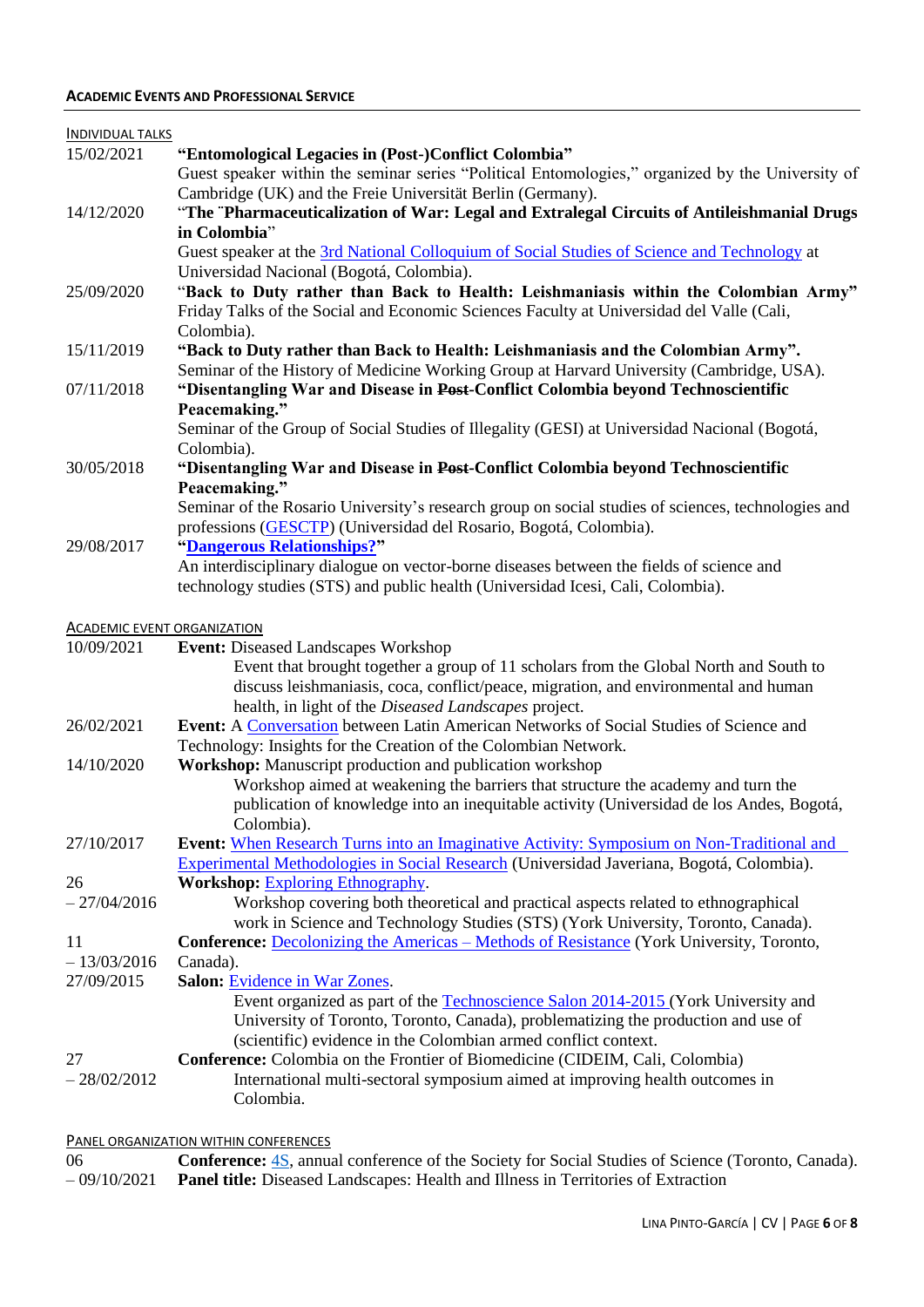## ACADEMIC EVENTS AND PROFESSIONAL SERVICE

### INDIVIDUAL TALKS

15/02/2021 **"Entomological Legacies in (Post-)Conflict Colombia"**
Guest speaker within the seminar series "Political Entomologies," organized by the University of Cambridge (UK) and the Freie Universität Berlin (Germany).

14/12/2020 "**The "Pharmaceuticalization of War: Legal and Extralegal Circuits of Antileishmanial Drugs in Colombia**"
Guest speaker at the 3rd National Colloquium of Social Studies of Science and Technology at Universidad Nacional (Bogotá, Colombia).

25/09/2020 "**Back to Duty rather than Back to Health: Leishmaniasis within the Colombian Army**"
Friday Talks of the Social and Economic Sciences Faculty at Universidad del Valle (Cali, Colombia).

15/11/2019 **"Back to Duty rather than Back to Health: Leishmaniasis and the Colombian Army".**
Seminar of the History of Medicine Working Group at Harvard University (Cambridge, USA).

07/11/2018 **"Disentangling War and Disease in ~~Post~~-Conflict Colombia beyond Technoscientific Peacemaking."**
Seminar of the Group of Social Studies of Illegality (GESI) at Universidad Nacional (Bogotá, Colombia).

30/05/2018 **"Disentangling War and Disease in ~~Post~~-Conflict Colombia beyond Technoscientific Peacemaking."**
Seminar of the Rosario University's research group on social studies of sciences, technologies and professions (GESCTP) (Universidad del Rosario, Bogotá, Colombia).

29/08/2017 **"Dangerous Relationships?"**
An interdisciplinary dialogue on vector-borne diseases between the fields of science and technology studies (STS) and public health (Universidad Icesi, Cali, Colombia).

### ACADEMIC EVENT ORGANIZATION

10/09/2021 **Event:** Diseased Landscapes Workshop
Event that brought together a group of 11 scholars from the Global North and South to discuss leishmaniasis, coca, conflict/peace, migration, and environmental and human health, in light of the *Diseased Landscapes* project.

26/02/2021 **Event:** A Conversation between Latin American Networks of Social Studies of Science and Technology: Insights for the Creation of the Colombian Network.

14/10/2020 **Workshop:** Manuscript production and publication workshop
Workshop aimed at weakening the barriers that structure the academy and turn the publication of knowledge into an inequitable activity (Universidad de los Andes, Bogotá, Colombia).

27/10/2017 **Event:** When Research Turns into an Imaginative Activity: Symposium on Non-Traditional and Experimental Methodologies in Social Research (Universidad Javeriana, Bogotá, Colombia).

26 – 27/04/2016 **Workshop:** Exploring Ethnography.
Workshop covering both theoretical and practical aspects related to ethnographical work in Science and Technology Studies (STS) (York University, Toronto, Canada).

11 – 13/03/2016 **Conference:** Decolonizing the Americas – Methods of Resistance (York University, Toronto, Canada).

27/09/2015 **Salon:** Evidence in War Zones.
Event organized as part of the Technoscience Salon 2014-2015 (York University and University of Toronto, Toronto, Canada), problematizing the production and use of (scientific) evidence in the Colombian armed conflict context.

27 – 28/02/2012 **Conference:** Colombia on the Frontier of Biomedicine (CIDEIM, Cali, Colombia)
International multi-sectoral symposium aimed at improving health outcomes in Colombia.

### PANEL ORGANIZATION WITHIN CONFERENCES

06 – 09/10/2021 **Conference:** 4S, annual conference of the Society for Social Studies of Science (Toronto, Canada).
**Panel title:** Diseased Landscapes: Health and Illness in Territories of Extraction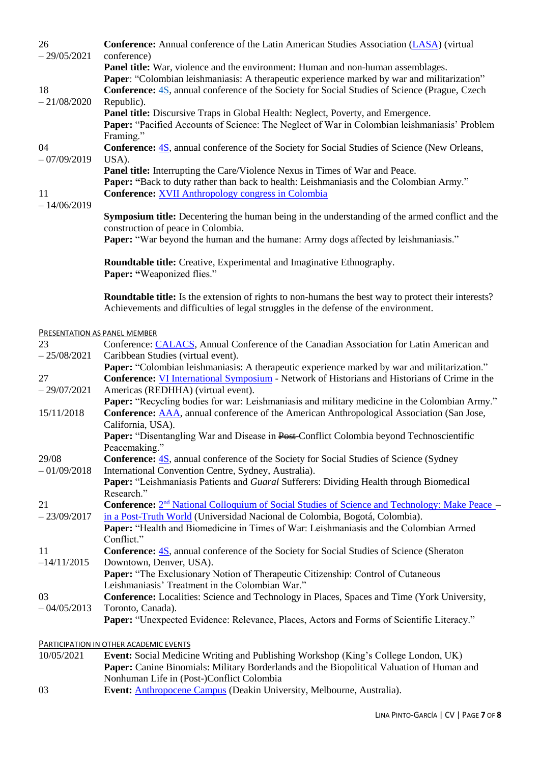26 – 29/05/2021 **Conference:** Annual conference of the Latin American Studies Association (LASA) (virtual conference)
**Panel title:** War, violence and the environment: Human and non-human assemblages.
**Paper**: "Colombian leishmaniasis: A therapeutic experience marked by war and militarization"

18 – 21/08/2020 **Conference:** 4S, annual conference of the Society for Social Studies of Science (Prague, Czech Republic).
**Panel title:** Discursive Traps in Global Health: Neglect, Poverty, and Emergence.
**Paper:** "Pacified Accounts of Science: The Neglect of War in Colombian leishmaniasis' Problem Framing."

04 – 07/09/2019 **Conference:** 4S, annual conference of the Society for Social Studies of Science (New Orleans, USA).
**Panel title:** Interrupting the Care/Violence Nexus in Times of War and Peace.
**Paper: "**Back to duty rather than back to health: Leishmaniasis and the Colombian Army."

11 – 14/06/2019 **Conference:** XVII Anthropology congress in Colombia

**Symposium title:** Decentering the human being in the understanding of the armed conflict and the construction of peace in Colombia.
**Paper:** "War beyond the human and the humane: Army dogs affected by leishmaniasis."

**Roundtable title:** Creative, Experimental and Imaginative Ethnography.
**Paper: "**Weaponized flies."

**Roundtable title:** Is the extension of rights to non-humans the best way to protect their interests? Achievements and difficulties of legal struggles in the defense of the environment.

## Presentation as panel member

23 – 25/08/2021 Conference: CALACS, Annual Conference of the Canadian Association for Latin American and Caribbean Studies (virtual event).
**Paper:** "Colombian leishmaniasis: A therapeutic experience marked by war and militarization."

27 – 29/07/2021 **Conference:** VI International Symposium - Network of Historians and Historians of Crime in the Americas (REDHHA) (virtual event).
**Paper:** "Recycling bodies for war: Leishmaniasis and military medicine in the Colombian Army."

15/11/2018 **Conference:** AAA, annual conference of the American Anthropological Association (San Jose, California, USA).
**Paper:** "Disentangling War and Disease in ~~Post~~-Conflict Colombia beyond Technoscientific Peacemaking."

29/08 – 01/09/2018 **Conference:** 4S, annual conference of the Society for Social Studies of Science (Sydney International Convention Centre, Sydney, Australia).
**Paper:** "Leishmaniasis Patients and *Guaral* Sufferers: Dividing Health through Biomedical Research."

21 – 23/09/2017 **Conference:** 2nd National Colloquium of Social Studies of Science and Technology: Make Peace – in a Post-Truth World (Universidad Nacional de Colombia, Bogotá, Colombia).
**Paper:** "Health and Biomedicine in Times of War: Leishmaniasis and the Colombian Armed Conflict."

11 –14/11/2015 **Conference:** 4S, annual conference of the Society for Social Studies of Science (Sheraton Downtown, Denver, USA).
**Paper:** "The Exclusionary Notion of Therapeutic Citizenship: Control of Cutaneous Leishmaniasis' Treatment in the Colombian War."

03 – 04/05/2013 **Conference:** Localities: Science and Technology in Places, Spaces and Time (York University, Toronto, Canada).
**Paper:** "Unexpected Evidence: Relevance, Places, Actors and Forms of Scientific Literacy."

## Participation in other academic events

10/05/2021 **Event:** Social Medicine Writing and Publishing Workshop (King's College London, UK)
**Paper:** Canine Binomials: Military Borderlands and the Biopolitical Valuation of Human and Nonhuman Life in (Post-)Conflict Colombia

03 **Event:** Anthropocene Campus (Deakin University, Melbourne, Australia).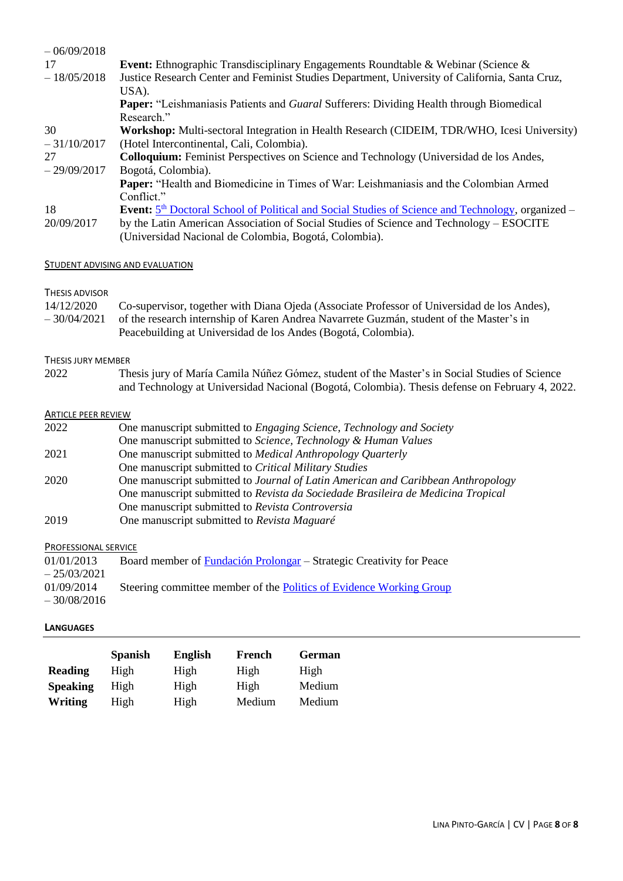– 06/09/2018

17 – 18/05/2018 **Event:** Ethnographic Transdisciplinary Engagements Roundtable & Webinar (Science & Justice Research Center and Feminist Studies Department, University of California, Santa Cruz, USA).
**Paper:** "Leishmaniasis Patients and *Guaral* Sufferers: Dividing Health through Biomedical Research."

30 – 31/10/2017 **Workshop:** Multi-sectoral Integration in Health Research (CIDEIM, TDR/WHO, Icesi University) (Hotel Intercontinental, Cali, Colombia).

27 – 29/09/2017 **Colloquium:** Feminist Perspectives on Science and Technology (Universidad de los Andes, Bogotá, Colombia).
**Paper:** "Health and Biomedicine in Times of War: Leishmaniasis and the Colombian Armed Conflict."

18 – 20/09/2017 **Event:** 5th Doctoral School of Political and Social Studies of Science and Technology, organized by the Latin American Association of Social Studies of Science and Technology – ESOCITE (Universidad Nacional de Colombia, Bogotá, Colombia).

## STUDENT ADVISING AND EVALUATION

### THESIS ADVISOR

14/12/2020 – 30/04/2021 Co-supervisor, together with Diana Ojeda (Associate Professor of Universidad de los Andes), of the research internship of Karen Andrea Navarrete Guzmán, student of the Master's in Peacebuilding at Universidad de los Andes (Bogotá, Colombia).

### THESIS JURY MEMBER

2022 Thesis jury of María Camila Núñez Gómez, student of the Master's in Social Studies of Science and Technology at Universidad Nacional (Bogotá, Colombia). Thesis defense on February 4, 2022.

### ARTICLE PEER REVIEW

2022 One manuscript submitted to *Engaging Science, Technology and Society*
One manuscript submitted to *Science, Technology & Human Values*

2021 One manuscript submitted to *Medical Anthropology Quarterly*
One manuscript submitted to *Critical Military Studies*

2020 One manuscript submitted to *Journal of Latin American and Caribbean Anthropology*
One manuscript submitted to *Revista da Sociedade Brasileira de Medicina Tropical*
One manuscript submitted to *Revista Controversia*

2019 One manuscript submitted to *Revista Maguaré*

### PROFESSIONAL SERVICE

01/01/2013 – 25/03/2021 Board member of Fundación Prolongar – Strategic Creativity for Peace

01/09/2014 – 30/08/2016 Steering committee member of the Politics of Evidence Working Group

## LANGUAGES

| | Spanish | English | French | German |
|---|---|---|---|---|
| **Reading** | High | High | High | High |
| **Speaking** | High | High | High | Medium |
| **Writing** | High | High | Medium | Medium |